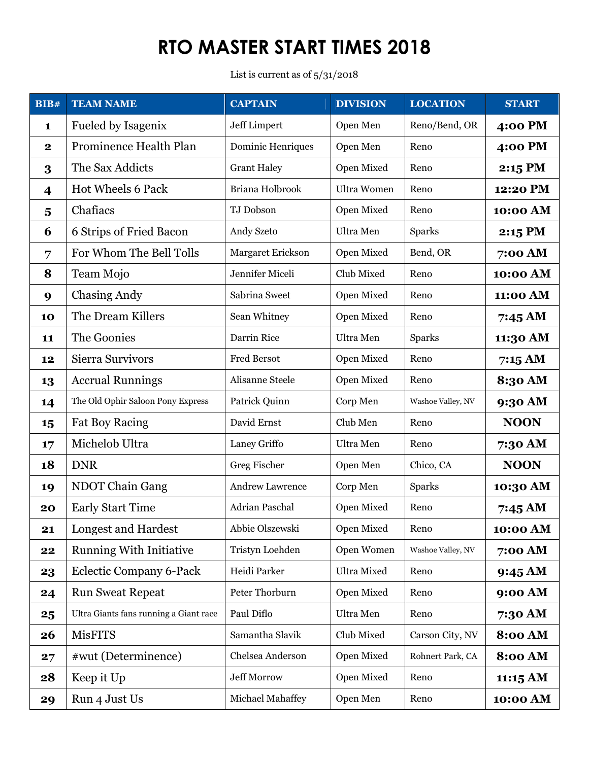# RTO MASTER START TIMES 2018

List is current as of 5/31/2018

| BIB# | TEAM NAME | CAPTAIN | DIVISION | LOCATION | START |
|---|---|---|---|---|---|
| 1 | Fueled by Isagenix | Jeff Limpert | Open Men | Reno/Bend, OR | **4:00 PM** |
| 2 | Prominence Health Plan | Dominic Henriques | Open Men | Reno | **4:00 PM** |
| 3 | The Sax Addicts | Grant Haley | Open Mixed | Reno | **2:15 PM** |
| 4 | Hot Wheels 6 Pack | Briana Holbrook | Ultra Women | Reno | **12:20 PM** |
| 5 | Chafiacs | TJ Dobson | Open Mixed | Reno | **10:00 AM** |
| 6 | 6 Strips of Fried Bacon | Andy Szeto | Ultra Men | Sparks | **2:15 PM** |
| 7 | For Whom The Bell Tolls | Margaret Erickson | Open Mixed | Bend, OR | **7:00 AM** |
| 8 | Team Mojo | Jennifer Miceli | Club Mixed | Reno | **10:00 AM** |
| 9 | Chasing Andy | Sabrina Sweet | Open Mixed | Reno | **11:00 AM** |
| 10 | The Dream Killers | Sean Whitney | Open Mixed | Reno | **7:45 AM** |
| 11 | The Goonies | Darrin Rice | Ultra Men | Sparks | **11:30 AM** |
| 12 | Sierra Survivors | Fred Bersot | Open Mixed | Reno | **7:15 AM** |
| 13 | Accrual Runnings | Alisanne Steele | Open Mixed | Reno | **8:30 AM** |
| 14 | The Old Ophir Saloon Pony Express | Patrick Quinn | Corp Men | Washoe Valley, NV | **9:30 AM** |
| 15 | Fat Boy Racing | David Ernst | Club Men | Reno | **NOON** |
| 17 | Michelob Ultra | Laney Griffo | Ultra Men | Reno | **7:30 AM** |
| 18 | DNR | Greg Fischer | Open Men | Chico, CA | **NOON** |
| 19 | NDOT Chain Gang | Andrew Lawrence | Corp Men | Sparks | **10:30 AM** |
| 20 | Early Start Time | Adrian Paschal | Open Mixed | Reno | **7:45 AM** |
| 21 | Longest and Hardest | Abbie Olszewski | Open Mixed | Reno | **10:00 AM** |
| 22 | Running With Initiative | Tristyn Loehden | Open Women | Washoe Valley, NV | **7:00 AM** |
| 23 | Eclectic Company 6-Pack | Heidi Parker | Ultra Mixed | Reno | **9:45 AM** |
| 24 | Run Sweat Repeat | Peter Thorburn | Open Mixed | Reno | **9:00 AM** |
| 25 | Ultra Giants fans running a Giant race | Paul Diflo | Ultra Men | Reno | **7:30 AM** |
| 26 | MisFITS | Samantha Slavik | Club Mixed | Carson City, NV | **8:00 AM** |
| 27 | #wut (Determinence) | Chelsea Anderson | Open Mixed | Rohnert Park, CA | **8:00 AM** |
| 28 | Keep it Up | Jeff Morrow | Open Mixed | Reno | **11:15 AM** |
| 29 | Run 4 Just Us | Michael Mahaffey | Open Men | Reno | **10:00 AM** |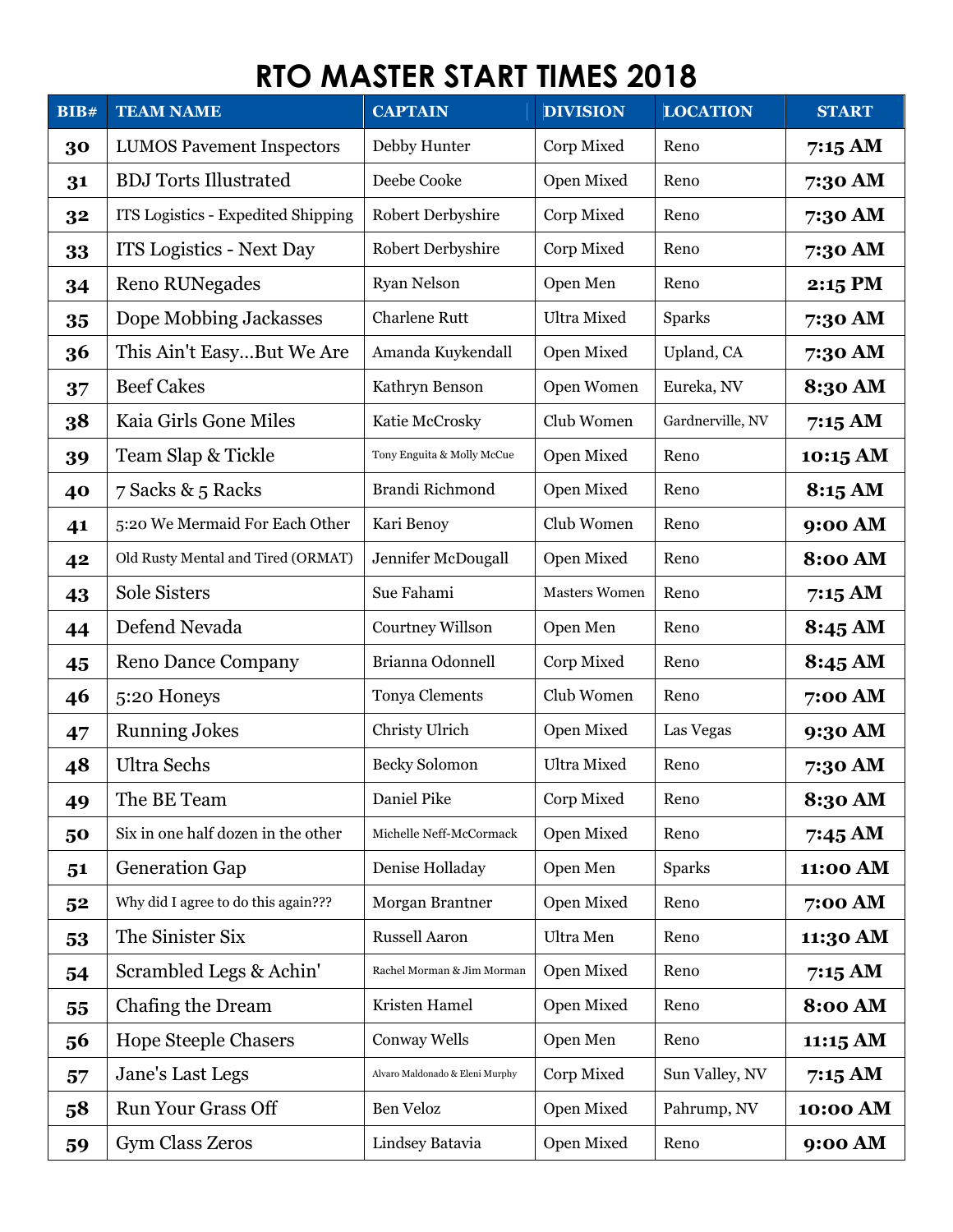# RTO MASTER START TIMES 2018

| BIB# | TEAM NAME | CAPTAIN | DIVISION | LOCATION | START |
|---|---|---|---|---|---|
| 30 | LUMOS Pavement Inspectors | Debby Hunter | Corp Mixed | Reno | 7:15 AM |
| 31 | BDJ Torts Illustrated | Deebe Cooke | Open Mixed | Reno | 7:30 AM |
| 32 | ITS Logistics - Expedited Shipping | Robert Derbyshire | Corp Mixed | Reno | 7:30 AM |
| 33 | ITS Logistics - Next Day | Robert Derbyshire | Corp Mixed | Reno | 7:30 AM |
| 34 | Reno RUNegades | Ryan Nelson | Open Men | Reno | 2:15 PM |
| 35 | Dope Mobbing Jackasses | Charlene Rutt | Ultra Mixed | Sparks | 7:30 AM |
| 36 | This Ain't Easy...But We Are | Amanda Kuykendall | Open Mixed | Upland, CA | 7:30 AM |
| 37 | Beef Cakes | Kathryn Benson | Open Women | Eureka, NV | 8:30 AM |
| 38 | Kaia Girls Gone Miles | Katie McCrosky | Club Women | Gardnerville, NV | 7:15 AM |
| 39 | Team Slap & Tickle | Tony Enguita & Molly McCue | Open Mixed | Reno | 10:15 AM |
| 40 | 7 Sacks & 5 Racks | Brandi Richmond | Open Mixed | Reno | 8:15 AM |
| 41 | 5:20 We Mermaid For Each Other | Kari Benoy | Club Women | Reno | 9:00 AM |
| 42 | Old Rusty Mental and Tired (ORMAT) | Jennifer McDougall | Open Mixed | Reno | 8:00 AM |
| 43 | Sole Sisters | Sue Fahami | Masters Women | Reno | 7:15 AM |
| 44 | Defend Nevada | Courtney Willson | Open Men | Reno | 8:45 AM |
| 45 | Reno Dance Company | Brianna Odonnell | Corp Mixed | Reno | 8:45 AM |
| 46 | 5:20 Honeys | Tonya Clements | Club Women | Reno | 7:00 AM |
| 47 | Running Jokes | Christy Ulrich | Open Mixed | Las Vegas | 9:30 AM |
| 48 | Ultra Sechs | Becky Solomon | Ultra Mixed | Reno | 7:30 AM |
| 49 | The BE Team | Daniel Pike | Corp Mixed | Reno | 8:30 AM |
| 50 | Six in one half dozen in the other | Michelle Neff-McCormack | Open Mixed | Reno | 7:45 AM |
| 51 | Generation Gap | Denise Holladay | Open Men | Sparks | 11:00 AM |
| 52 | Why did I agree to do this again??? | Morgan Brantner | Open Mixed | Reno | 7:00 AM |
| 53 | The Sinister Six | Russell Aaron | Ultra Men | Reno | 11:30 AM |
| 54 | Scrambled Legs & Achin' | Rachel Morman & Jim Morman | Open Mixed | Reno | 7:15 AM |
| 55 | Chafing the Dream | Kristen Hamel | Open Mixed | Reno | 8:00 AM |
| 56 | Hope Steeple Chasers | Conway Wells | Open Men | Reno | 11:15 AM |
| 57 | Jane's Last Legs | Alvaro Maldonado & Eleni Murphy | Corp Mixed | Sun Valley, NV | 7:15 AM |
| 58 | Run Your Grass Off | Ben Veloz | Open Mixed | Pahrump, NV | 10:00 AM |
| 59 | Gym Class Zeros | Lindsey Batavia | Open Mixed | Reno | 9:00 AM |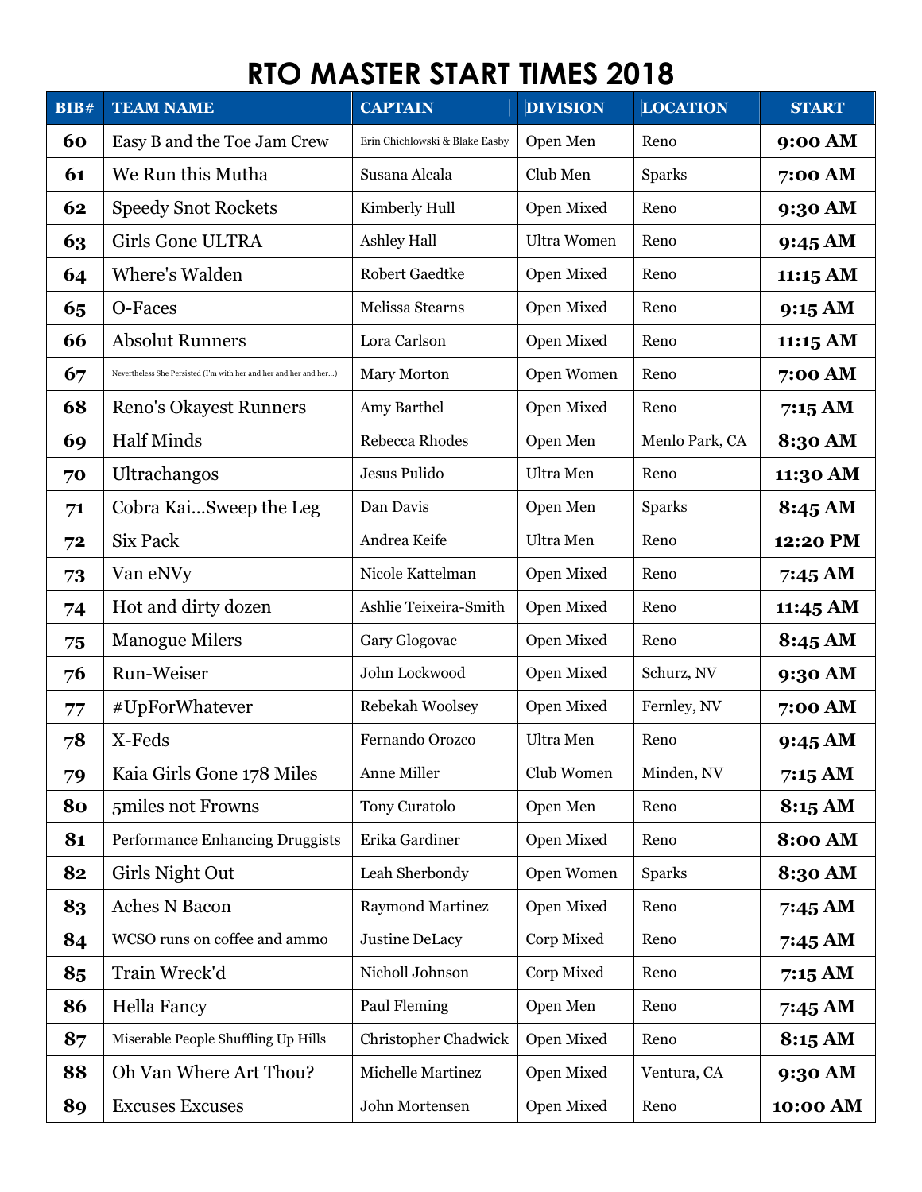# RTO MASTER START TIMES 2018

| BIB# | TEAM NAME | CAPTAIN | DIVISION | LOCATION | START |
|---|---|---|---|---|---|
| 60 | Easy B and the Toe Jam Crew | Erin Chichlowski & Blake Easby | Open Men | Reno | 9:00 AM |
| 61 | We Run this Mutha | Susana Alcala | Club Men | Sparks | 7:00 AM |
| 62 | Speedy Snot Rockets | Kimberly Hull | Open Mixed | Reno | 9:30 AM |
| 63 | Girls Gone ULTRA | Ashley Hall | Ultra Women | Reno | 9:45 AM |
| 64 | Where's Walden | Robert Gaedtke | Open Mixed | Reno | 11:15 AM |
| 65 | O-Faces | Melissa Stearns | Open Mixed | Reno | 9:15 AM |
| 66 | Absolut Runners | Lora Carlson | Open Mixed | Reno | 11:15 AM |
| 67 | Nevertheless She Persisted (I'm with her and her and her and her...) | Mary Morton | Open Women | Reno | 7:00 AM |
| 68 | Reno's Okayest Runners | Amy Barthel | Open Mixed | Reno | 7:15 AM |
| 69 | Half Minds | Rebecca Rhodes | Open Men | Menlo Park, CA | 8:30 AM |
| 70 | Ultrachangos | Jesus Pulido | Ultra Men | Reno | 11:30 AM |
| 71 | Cobra Kai...Sweep the Leg | Dan Davis | Open Men | Sparks | 8:45 AM |
| 72 | Six Pack | Andrea Keife | Ultra Men | Reno | 12:20 PM |
| 73 | Van eNVy | Nicole Kattelman | Open Mixed | Reno | 7:45 AM |
| 74 | Hot and dirty dozen | Ashlie Teixeira-Smith | Open Mixed | Reno | 11:45 AM |
| 75 | Manogue Milers | Gary Glogovac | Open Mixed | Reno | 8:45 AM |
| 76 | Run-Weiser | John Lockwood | Open Mixed | Schurz, NV | 9:30 AM |
| 77 | #UpForWhatever | Rebekah Woolsey | Open Mixed | Fernley, NV | 7:00 AM |
| 78 | X-Feds | Fernando Orozco | Ultra Men | Reno | 9:45 AM |
| 79 | Kaia Girls Gone 178 Miles | Anne Miller | Club Women | Minden, NV | 7:15 AM |
| 80 | 5miles not Frowns | Tony Curatolo | Open Men | Reno | 8:15 AM |
| 81 | Performance Enhancing Druggists | Erika Gardiner | Open Mixed | Reno | 8:00 AM |
| 82 | Girls Night Out | Leah Sherbondy | Open Women | Sparks | 8:30 AM |
| 83 | Aches N Bacon | Raymond Martinez | Open Mixed | Reno | 7:45 AM |
| 84 | WCSO runs on coffee and ammo | Justine DeLacy | Corp Mixed | Reno | 7:45 AM |
| 85 | Train Wreck'd | Nicholl Johnson | Corp Mixed | Reno | 7:15 AM |
| 86 | Hella Fancy | Paul Fleming | Open Men | Reno | 7:45 AM |
| 87 | Miserable People Shuffling Up Hills | Christopher Chadwick | Open Mixed | Reno | 8:15 AM |
| 88 | Oh Van Where Art Thou? | Michelle Martinez | Open Mixed | Ventura, CA | 9:30 AM |
| 89 | Excuses Excuses | John Mortensen | Open Mixed | Reno | 10:00 AM |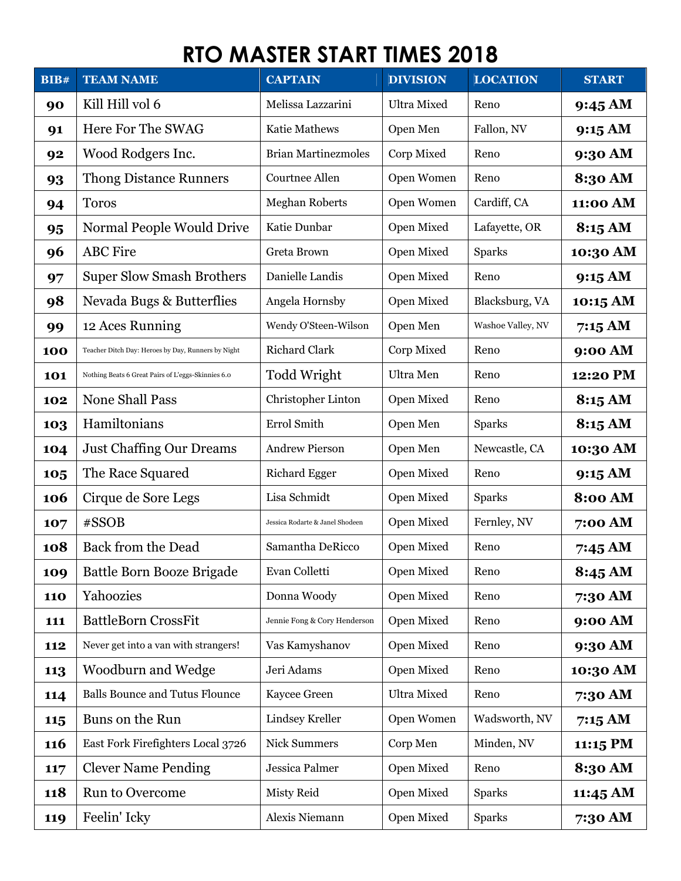# RTO MASTER START TIMES 2018

| BIB# | TEAM NAME | CAPTAIN | DIVISION | LOCATION | START |
|---|---|---|---|---|---|
| 90 | Kill Hill vol 6 | Melissa Lazzarini | Ultra Mixed | Reno | 9:45 AM |
| 91 | Here For The SWAG | Katie Mathews | Open Men | Fallon, NV | 9:15 AM |
| 92 | Wood Rodgers Inc. | Brian Martinezmoles | Corp Mixed | Reno | 9:30 AM |
| 93 | Thong Distance Runners | Courtnee Allen | Open Women | Reno | 8:30 AM |
| 94 | Toros | Meghan Roberts | Open Women | Cardiff, CA | 11:00 AM |
| 95 | Normal People Would Drive | Katie Dunbar | Open Mixed | Lafayette, OR | 8:15 AM |
| 96 | ABC Fire | Greta Brown | Open Mixed | Sparks | 10:30 AM |
| 97 | Super Slow Smash Brothers | Danielle Landis | Open Mixed | Reno | 9:15 AM |
| 98 | Nevada Bugs & Butterflies | Angela Hornsby | Open Mixed | Blacksburg, VA | 10:15 AM |
| 99 | 12 Aces Running | Wendy O'Steen-Wilson | Open Men | Washoe Valley, NV | 7:15 AM |
| 100 | Teacher Ditch Day: Heroes by Day, Runners by Night | Richard Clark | Corp Mixed | Reno | 9:00 AM |
| 101 | Nothing Beats 6 Great Pairs of L'eggs-Skinnies 6.0 | Todd Wright | Ultra Men | Reno | 12:20 PM |
| 102 | None Shall Pass | Christopher Linton | Open Mixed | Reno | 8:15 AM |
| 103 | Hamiltonians | Errol Smith | Open Men | Sparks | 8:15 AM |
| 104 | Just Chaffing Our Dreams | Andrew Pierson | Open Men | Newcastle, CA | 10:30 AM |
| 105 | The Race Squared | Richard Egger | Open Mixed | Reno | 9:15 AM |
| 106 | Cirque de Sore Legs | Lisa Schmidt | Open Mixed | Sparks | 8:00 AM |
| 107 | #SSOB | Jessica Rodarte & Janel Shodeen | Open Mixed | Fernley, NV | 7:00 AM |
| 108 | Back from the Dead | Samantha DeRicco | Open Mixed | Reno | 7:45 AM |
| 109 | Battle Born Booze Brigade | Evan Colletti | Open Mixed | Reno | 8:45 AM |
| 110 | Yahoozies | Donna Woody | Open Mixed | Reno | 7:30 AM |
| 111 | BattleBorn CrossFit | Jennie Fong & Cory Henderson | Open Mixed | Reno | 9:00 AM |
| 112 | Never get into a van with strangers! | Vas Kamyshanov | Open Mixed | Reno | 9:30 AM |
| 113 | Woodburn and Wedge | Jeri Adams | Open Mixed | Reno | 10:30 AM |
| 114 | Balls Bounce and Tutus Flounce | Kaycee Green | Ultra Mixed | Reno | 7:30 AM |
| 115 | Buns on the Run | Lindsey Kreller | Open Women | Wadsworth, NV | 7:15 AM |
| 116 | East Fork Firefighters Local 3726 | Nick Summers | Corp Men | Minden, NV | 11:15 PM |
| 117 | Clever Name Pending | Jessica Palmer | Open Mixed | Reno | 8:30 AM |
| 118 | Run to Overcome | Misty Reid | Open Mixed | Sparks | 11:45 AM |
| 119 | Feelin' Icky | Alexis Niemann | Open Mixed | Sparks | 7:30 AM |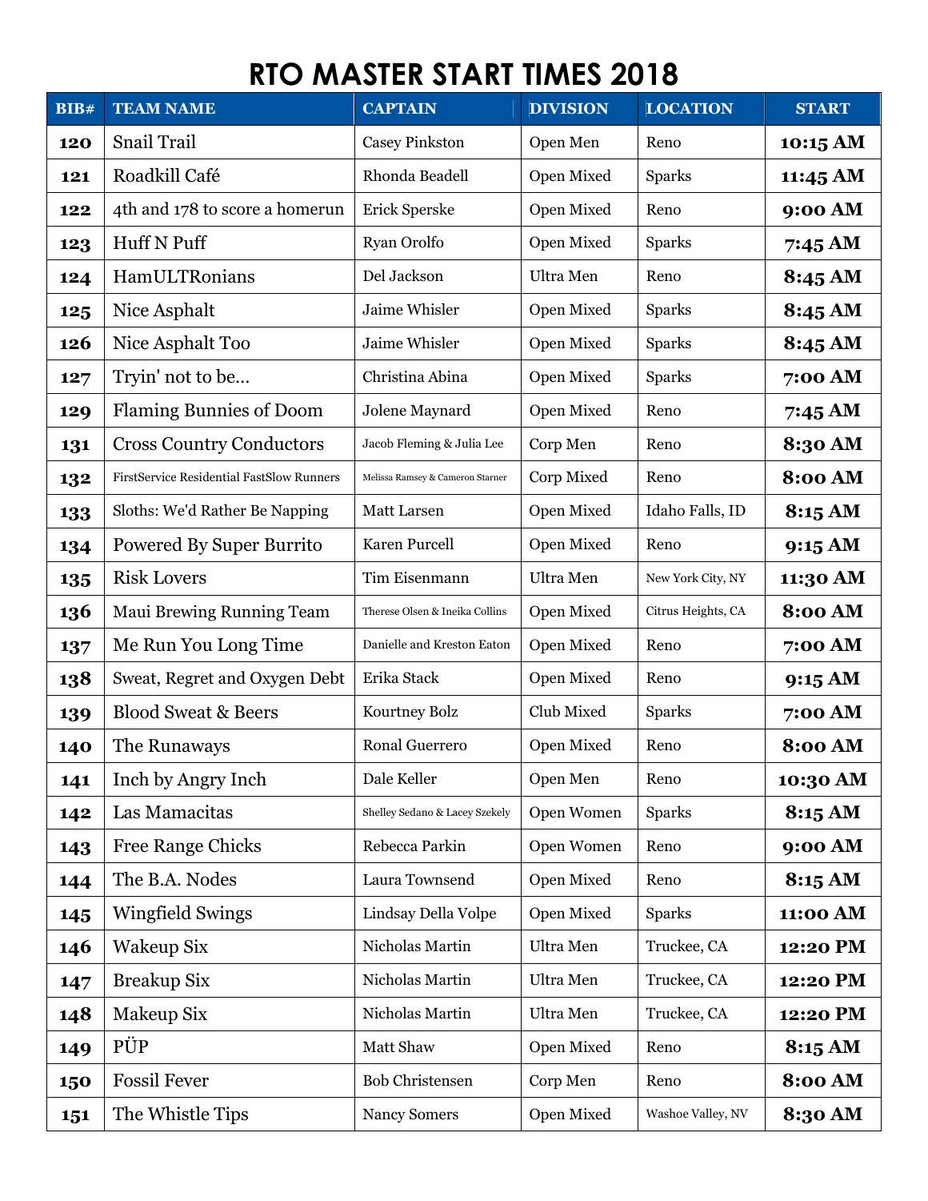# RTO MASTER START TIMES 2018

| BIB# | TEAM NAME | CAPTAIN | DIVISION | LOCATION | START |
|---|---|---|---|---|---|
| 120 | Snail Trail | Casey Pinkston | Open Men | Reno | 10:15 AM |
| 121 | Roadkill Café | Rhonda Beadell | Open Mixed | Sparks | 11:45 AM |
| 122 | 4th and 178 to score a homerun | Erick Sperske | Open Mixed | Reno | 9:00 AM |
| 123 | Huff N Puff | Ryan Orolfo | Open Mixed | Sparks | 7:45 AM |
| 124 | HamULTRonians | Del Jackson | Ultra Men | Reno | 8:45 AM |
| 125 | Nice Asphalt | Jaime Whisler | Open Mixed | Sparks | 8:45 AM |
| 126 | Nice Asphalt Too | Jaime Whisler | Open Mixed | Sparks | 8:45 AM |
| 127 | Tryin' not to be... | Christina Abina | Open Mixed | Sparks | 7:00 AM |
| 129 | Flaming Bunnies of Doom | Jolene Maynard | Open Mixed | Reno | 7:45 AM |
| 131 | Cross Country Conductors | Jacob Fleming & Julia Lee | Corp Men | Reno | 8:30 AM |
| 132 | FirstService Residential FastSlow Runners | Melissa Ramsey & Cameron Starner | Corp Mixed | Reno | 8:00 AM |
| 133 | Sloths: We'd Rather Be Napping | Matt Larsen | Open Mixed | Idaho Falls, ID | 8:15 AM |
| 134 | Powered By Super Burrito | Karen Purcell | Open Mixed | Reno | 9:15 AM |
| 135 | Risk Lovers | Tim Eisenmann | Ultra Men | New York City, NY | 11:30 AM |
| 136 | Maui Brewing Running Team | Therese Olsen & Ineika Collins | Open Mixed | Citrus Heights, CA | 8:00 AM |
| 137 | Me Run You Long Time | Danielle and Kreston Eaton | Open Mixed | Reno | 7:00 AM |
| 138 | Sweat, Regret and Oxygen Debt | Erika Stack | Open Mixed | Reno | 9:15 AM |
| 139 | Blood Sweat & Beers | Kourtney Bolz | Club Mixed | Sparks | 7:00 AM |
| 140 | The Runaways | Ronal Guerrero | Open Mixed | Reno | 8:00 AM |
| 141 | Inch by Angry Inch | Dale Keller | Open Men | Reno | 10:30 AM |
| 142 | Las Mamacitas | Shelley Sedano & Lacey Szekely | Open Women | Sparks | 8:15 AM |
| 143 | Free Range Chicks | Rebecca Parkin | Open Women | Reno | 9:00 AM |
| 144 | The B.A. Nodes | Laura Townsend | Open Mixed | Reno | 8:15 AM |
| 145 | Wingfield Swings | Lindsay Della Volpe | Open Mixed | Sparks | 11:00 AM |
| 146 | Wakeup Six | Nicholas Martin | Ultra Men | Truckee, CA | 12:20 PM |
| 147 | Breakup Six | Nicholas Martin | Ultra Men | Truckee, CA | 12:20 PM |
| 148 | Makeup Six | Nicholas Martin | Ultra Men | Truckee, CA | 12:20 PM |
| 149 | PÜP | Matt Shaw | Open Mixed | Reno | 8:15 AM |
| 150 | Fossil Fever | Bob Christensen | Corp Men | Reno | 8:00 AM |
| 151 | The Whistle Tips | Nancy Somers | Open Mixed | Washoe Valley, NV | 8:30 AM |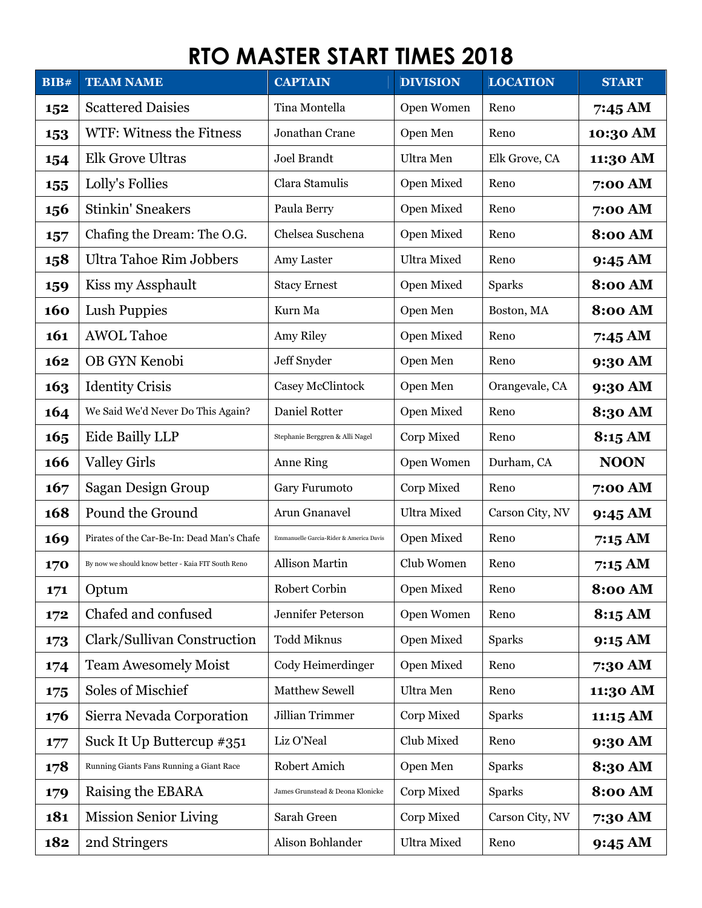# RTO MASTER START TIMES 2018

| BIB# | TEAM NAME | CAPTAIN | DIVISION | LOCATION | START |
|---|---|---|---|---|---|
| **152** | Scattered Daisies | Tina Montella | Open Women | Reno | **7:45 AM** |
| **153** | WTF: Witness the Fitness | Jonathan Crane | Open Men | Reno | **10:30 AM** |
| **154** | Elk Grove Ultras | Joel Brandt | Ultra Men | Elk Grove, CA | **11:30 AM** |
| **155** | Lolly's Follies | Clara Stamulis | Open Mixed | Reno | **7:00 AM** |
| **156** | Stinkin' Sneakers | Paula Berry | Open Mixed | Reno | **7:00 AM** |
| **157** | Chafing the Dream: The O.G. | Chelsea Suschena | Open Mixed | Reno | **8:00 AM** |
| **158** | Ultra Tahoe Rim Jobbers | Amy Laster | Ultra Mixed | Reno | **9:45 AM** |
| **159** | Kiss my Assphault | Stacy Ernest | Open Mixed | Sparks | **8:00 AM** |
| **160** | Lush Puppies | Kurn Ma | Open Men | Boston, MA | **8:00 AM** |
| **161** | AWOL Tahoe | Amy Riley | Open Mixed | Reno | **7:45 AM** |
| **162** | OB GYN Kenobi | Jeff Snyder | Open Men | Reno | **9:30 AM** |
| **163** | Identity Crisis | Casey McClintock | Open Men | Orangevale, CA | **9:30 AM** |
| **164** | We Said We'd Never Do This Again? | Daniel Rotter | Open Mixed | Reno | **8:30 AM** |
| **165** | Eide Bailly LLP | Stephanie Berggren & Alli Nagel | Corp Mixed | Reno | **8:15 AM** |
| **166** | Valley Girls | Anne Ring | Open Women | Durham, CA | **NOON** |
| **167** | Sagan Design Group | Gary Furumoto | Corp Mixed | Reno | **7:00 AM** |
| **168** | Pound the Ground | Arun Gnanavel | Ultra Mixed | Carson City, NV | **9:45 AM** |
| **169** | Pirates of the Car-Be-In: Dead Man's Chafe | Emmanuelle Garcia-Rider & America Davis | Open Mixed | Reno | **7:15 AM** |
| **170** | By now we should know better - Kaia FIT South Reno | Allison Martin | Club Women | Reno | **7:15 AM** |
| **171** | Optum | Robert Corbin | Open Mixed | Reno | **8:00 AM** |
| **172** | Chafed and confused | Jennifer Peterson | Open Women | Reno | **8:15 AM** |
| **173** | Clark/Sullivan Construction | Todd Miknus | Open Mixed | Sparks | **9:15 AM** |
| **174** | Team Awesomely Moist | Cody Heimerdinger | Open Mixed | Reno | **7:30 AM** |
| **175** | Soles of Mischief | Matthew Sewell | Ultra Men | Reno | **11:30 AM** |
| **176** | Sierra Nevada Corporation | Jillian Trimmer | Corp Mixed | Sparks | **11:15 AM** |
| **177** | Suck It Up Buttercup #351 | Liz O'Neal | Club Mixed | Reno | **9:30 AM** |
| **178** | Running Giants Fans Running a Giant Race | Robert Amich | Open Men | Sparks | **8:30 AM** |
| **179** | Raising the EBARA | James Grunstead & Deona Klonicke | Corp Mixed | Sparks | **8:00 AM** |
| **181** | Mission Senior Living | Sarah Green | Corp Mixed | Carson City, NV | **7:30 AM** |
| **182** | 2nd Stringers | Alison Bohlander | Ultra Mixed | Reno | **9:45 AM** |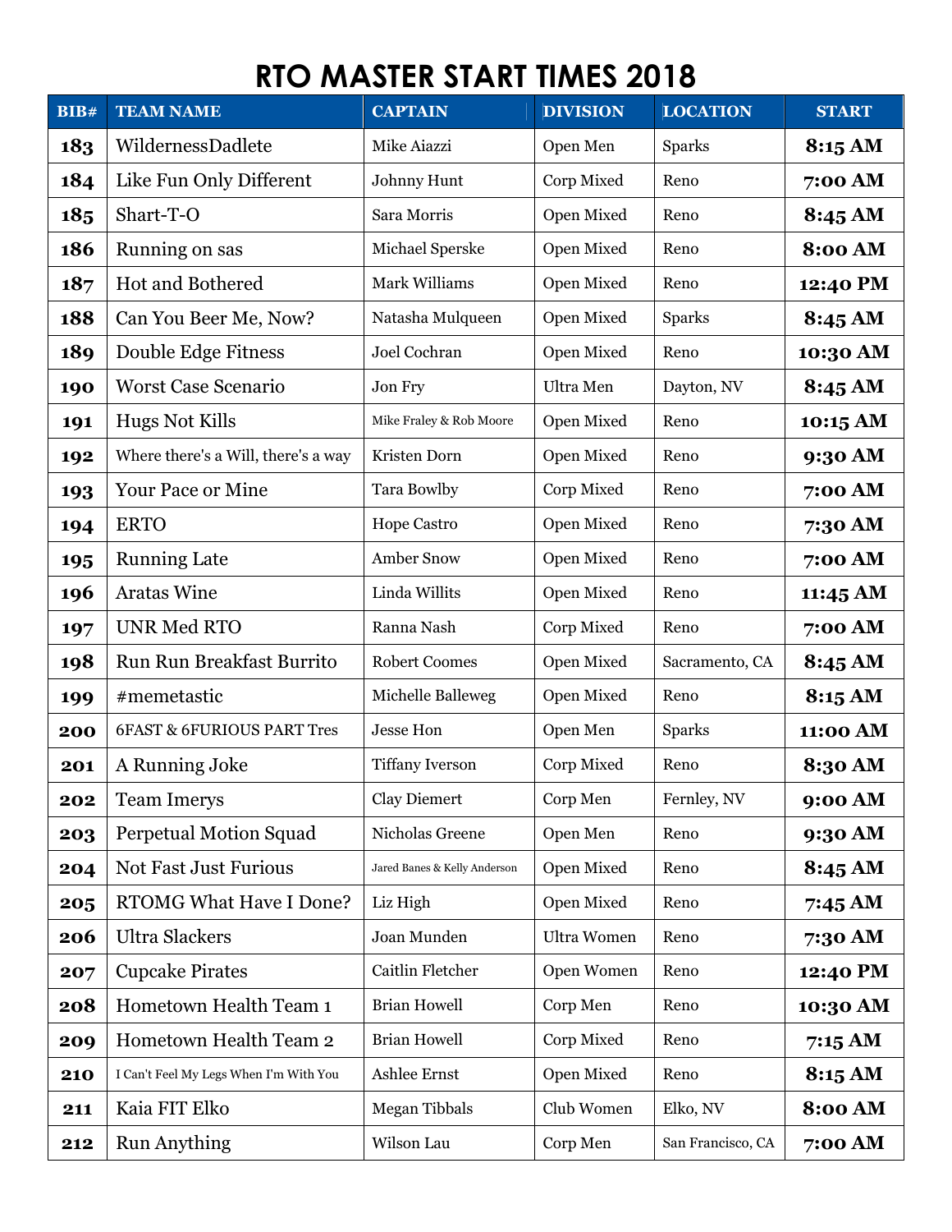# RTO MASTER START TIMES 2018

| BIB# | TEAM NAME | CAPTAIN | DIVISION | LOCATION | START |
|---|---|---|---|---|---|
| **183** | WildernessDadlete | Mike Aiazzi | Open Men | Sparks | **8:15 AM** |
| **184** | Like Fun Only Different | Johnny Hunt | Corp Mixed | Reno | **7:00 AM** |
| **185** | Shart-T-O | Sara Morris | Open Mixed | Reno | **8:45 AM** |
| **186** | Running on sas | Michael Sperske | Open Mixed | Reno | **8:00 AM** |
| **187** | Hot and Bothered | Mark Williams | Open Mixed | Reno | **12:40 PM** |
| **188** | Can You Beer Me, Now? | Natasha Mulqueen | Open Mixed | Sparks | **8:45 AM** |
| **189** | Double Edge Fitness | Joel Cochran | Open Mixed | Reno | **10:30 AM** |
| **190** | Worst Case Scenario | Jon Fry | Ultra Men | Dayton, NV | **8:45 AM** |
| **191** | Hugs Not Kills | Mike Fraley & Rob Moore | Open Mixed | Reno | **10:15 AM** |
| **192** | Where there's a Will, there's a way | Kristen Dorn | Open Mixed | Reno | **9:30 AM** |
| **193** | Your Pace or Mine | Tara Bowlby | Corp Mixed | Reno | **7:00 AM** |
| **194** | ERTO | Hope Castro | Open Mixed | Reno | **7:30 AM** |
| **195** | Running Late | Amber Snow | Open Mixed | Reno | **7:00 AM** |
| **196** | Aratas Wine | Linda Willits | Open Mixed | Reno | **11:45 AM** |
| **197** | UNR Med RTO | Ranna Nash | Corp Mixed | Reno | **7:00 AM** |
| **198** | Run Run Breakfast Burrito | Robert Coomes | Open Mixed | Sacramento, CA | **8:45 AM** |
| **199** | #memetastic | Michelle Balleweg | Open Mixed | Reno | **8:15 AM** |
| **200** | 6FAST & 6FURIOUS PART Tres | Jesse Hon | Open Men | Sparks | **11:00 AM** |
| **201** | A Running Joke | Tiffany Iverson | Corp Mixed | Reno | **8:30 AM** |
| **202** | Team Imerys | Clay Diemert | Corp Men | Fernley, NV | **9:00 AM** |
| **203** | Perpetual Motion Squad | Nicholas Greene | Open Men | Reno | **9:30 AM** |
| **204** | Not Fast Just Furious | Jared Banes & Kelly Anderson | Open Mixed | Reno | **8:45 AM** |
| **205** | RTOMG What Have I Done? | Liz High | Open Mixed | Reno | **7:45 AM** |
| **206** | Ultra Slackers | Joan Munden | Ultra Women | Reno | **7:30 AM** |
| **207** | Cupcake Pirates | Caitlin Fletcher | Open Women | Reno | **12:40 PM** |
| **208** | Hometown Health Team 1 | Brian Howell | Corp Men | Reno | **10:30 AM** |
| **209** | Hometown Health Team 2 | Brian Howell | Corp Mixed | Reno | **7:15 AM** |
| **210** | I Can't Feel My Legs When I'm With You | Ashlee Ernst | Open Mixed | Reno | **8:15 AM** |
| **211** | Kaia FIT Elko | Megan Tibbals | Club Women | Elko, NV | **8:00 AM** |
| **212** | Run Anything | Wilson Lau | Corp Men | San Francisco, CA | **7:00 AM** |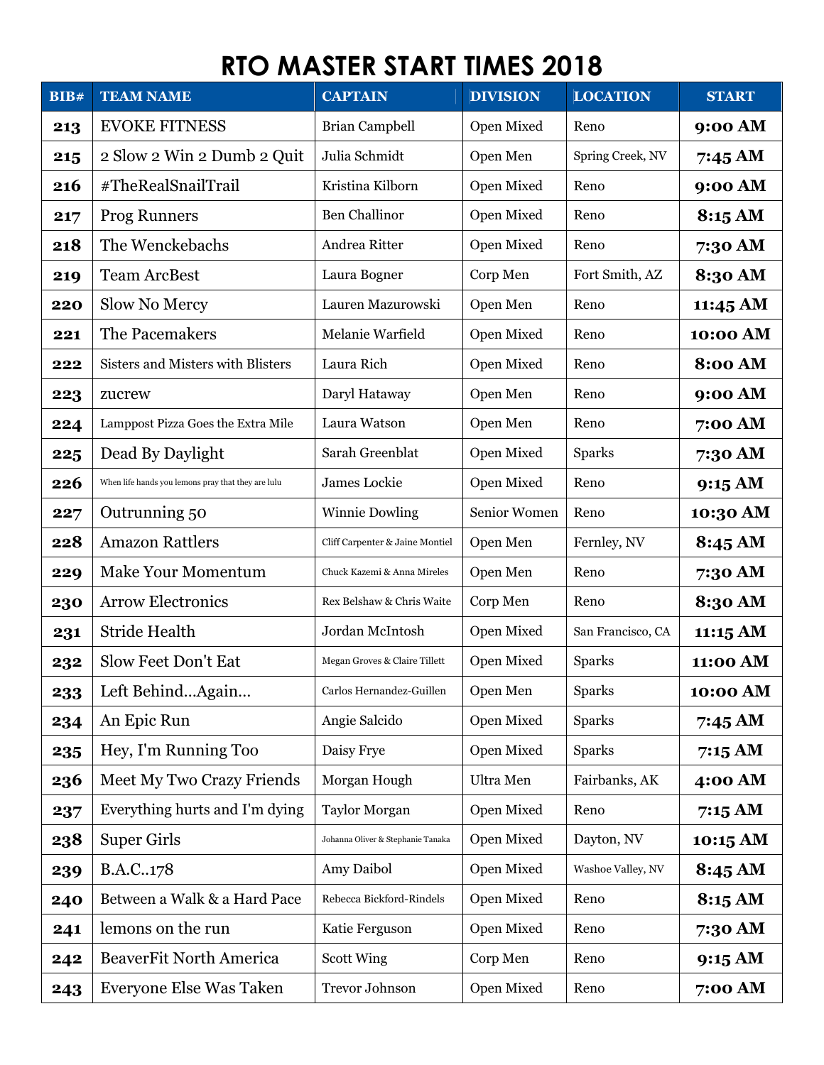# RTO MASTER START TIMES 2018

| BIB# | TEAM NAME | CAPTAIN | DIVISION | LOCATION | START |
|---|---|---|---|---|---|
| 213 | EVOKE FITNESS | Brian Campbell | Open Mixed | Reno | 9:00 AM |
| 215 | 2 Slow 2 Win 2 Dumb 2 Quit | Julia Schmidt | Open Men | Spring Creek, NV | 7:45 AM |
| 216 | #TheRealSnailTrail | Kristina Kilborn | Open Mixed | Reno | 9:00 AM |
| 217 | Prog Runners | Ben Challinor | Open Mixed | Reno | 8:15 AM |
| 218 | The Wenckebachs | Andrea Ritter | Open Mixed | Reno | 7:30 AM |
| 219 | Team ArcBest | Laura Bogner | Corp Men | Fort Smith, AZ | 8:30 AM |
| 220 | Slow No Mercy | Lauren Mazurowski | Open Men | Reno | 11:45 AM |
| 221 | The Pacemakers | Melanie Warfield | Open Mixed | Reno | 10:00 AM |
| 222 | Sisters and Misters with Blisters | Laura Rich | Open Mixed | Reno | 8:00 AM |
| 223 | zucrew | Daryl Hataway | Open Men | Reno | 9:00 AM |
| 224 | Lamppost Pizza Goes the Extra Mile | Laura Watson | Open Men | Reno | 7:00 AM |
| 225 | Dead By Daylight | Sarah Greenblat | Open Mixed | Sparks | 7:30 AM |
| 226 | When life hands you lemons pray that they are lulu | James Lockie | Open Mixed | Reno | 9:15 AM |
| 227 | Outrunning 50 | Winnie Dowling | Senior Women | Reno | 10:30 AM |
| 228 | Amazon Rattlers | Cliff Carpenter & Jaine Montiel | Open Men | Fernley, NV | 8:45 AM |
| 229 | Make Your Momentum | Chuck Kazemi & Anna Mireles | Open Men | Reno | 7:30 AM |
| 230 | Arrow Electronics | Rex Belshaw & Chris Waite | Corp Men | Reno | 8:30 AM |
| 231 | Stride Health | Jordan McIntosh | Open Mixed | San Francisco, CA | 11:15 AM |
| 232 | Slow Feet Don't Eat | Megan Groves & Claire Tillett | Open Mixed | Sparks | 11:00 AM |
| 233 | Left Behind…Again… | Carlos Hernandez-Guillen | Open Men | Sparks | 10:00 AM |
| 234 | An Epic Run | Angie Salcido | Open Mixed | Sparks | 7:45 AM |
| 235 | Hey, I'm Running Too | Daisy Frye | Open Mixed | Sparks | 7:15 AM |
| 236 | Meet My Two Crazy Friends | Morgan Hough | Ultra Men | Fairbanks, AK | 4:00 AM |
| 237 | Everything hurts and I'm dying | Taylor Morgan | Open Mixed | Reno | 7:15 AM |
| 238 | Super Girls | Johanna Oliver & Stephanie Tanaka | Open Mixed | Dayton, NV | 10:15 AM |
| 239 | B.A.C..178 | Amy Daibol | Open Mixed | Washoe Valley, NV | 8:45 AM |
| 240 | Between a Walk & a Hard Pace | Rebecca Bickford-Rindels | Open Mixed | Reno | 8:15 AM |
| 241 | lemons on the run | Katie Ferguson | Open Mixed | Reno | 7:30 AM |
| 242 | BeaverFit North America | Scott Wing | Corp Men | Reno | 9:15 AM |
| 243 | Everyone Else Was Taken | Trevor Johnson | Open Mixed | Reno | 7:00 AM |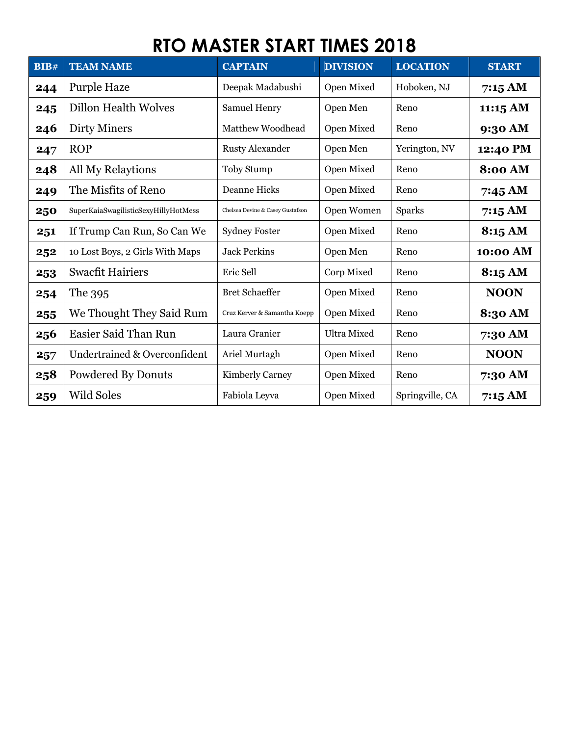# RTO MASTER START TIMES 2018

| BIB# | TEAM NAME | CAPTAIN | DIVISION | LOCATION | START |
|---|---|---|---|---|---|
| **244** | Purple Haze | Deepak Madabushi | Open Mixed | Hoboken, NJ | **7:15 AM** |
| **245** | Dillon Health Wolves | Samuel Henry | Open Men | Reno | **11:15 AM** |
| **246** | Dirty Miners | Matthew Woodhead | Open Mixed | Reno | **9:30 AM** |
| **247** | ROP | Rusty Alexander | Open Men | Yerington, NV | **12:40 PM** |
| **248** | All My Relaytions | Toby Stump | Open Mixed | Reno | **8:00 AM** |
| **249** | The Misfits of Reno | Deanne Hicks | Open Mixed | Reno | **7:45 AM** |
| **250** | SuperKaiaSwagilisticSexyHillyHotMess | Chelsea Devine & Casey Gustafson | Open Women | Sparks | **7:15 AM** |
| **251** | If Trump Can Run, So Can We | Sydney Foster | Open Mixed | Reno | **8:15 AM** |
| **252** | 10 Lost Boys, 2 Girls With Maps | Jack Perkins | Open Men | Reno | **10:00 AM** |
| **253** | Swacfit Hairiers | Eric Sell | Corp Mixed | Reno | **8:15 AM** |
| **254** | The 395 | Bret Schaeffer | Open Mixed | Reno | **NOON** |
| **255** | We Thought They Said Rum | Cruz Kerver & Samantha Koepp | Open Mixed | Reno | **8:30 AM** |
| **256** | Easier Said Than Run | Laura Granier | Ultra Mixed | Reno | **7:30 AM** |
| **257** | Undertrained & Overconfident | Ariel Murtagh | Open Mixed | Reno | **NOON** |
| **258** | Powdered By Donuts | Kimberly Carney | Open Mixed | Reno | **7:30 AM** |
| **259** | Wild Soles | Fabiola Leyva | Open Mixed | Springville, CA | **7:15 AM** |